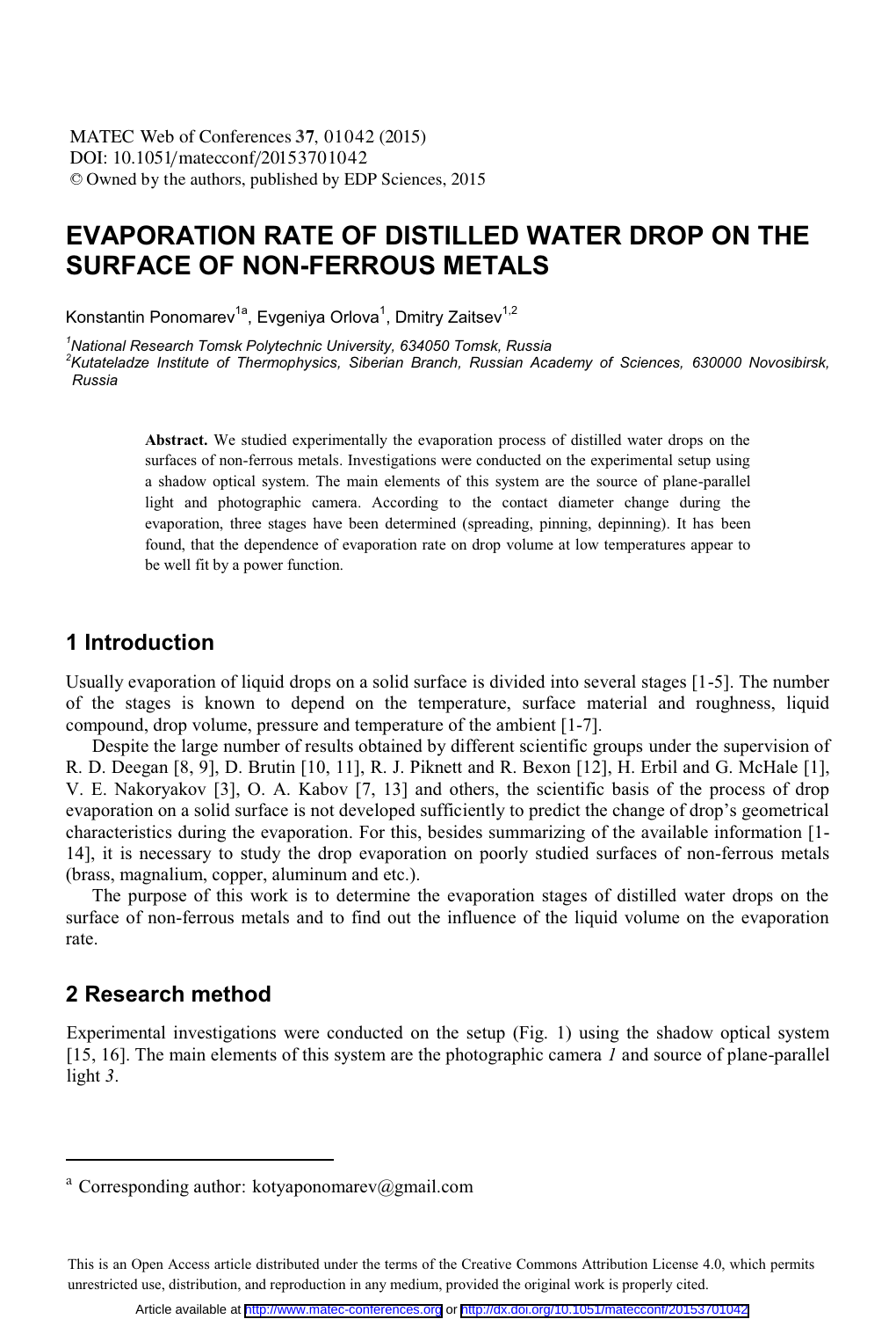# EVAPORATION RATE OF DISTILLED WATER DROP ON THE SURFACE OF NON-FERROUS METALS

Konstantin Ponomarev[1a], Evgeniya Orlova[1], Dmitry Zaitsev[1,2]

[1] *National Research Tomsk Polytechnic University, 634050 Tomsk, Russia*
[2] *Kutateladze Institute of Thermophysics, Siberian Branch, Russian Academy of Sciences, 630000 Novosibirsk, Russia*

**Abstract.** We studied experimentally the evaporation process of distilled water drops on the surfaces of non-ferrous metals. Investigations were conducted on the experimental setup using a shadow optical system. The main elements of this system are the source of plane-parallel light and photographic camera. According to the contact diameter change during the evaporation, three stages have been determined (spreading, pinning, depinning). It has been found, that the dependence of evaporation rate on drop volume at low temperatures appear to be well fit by a power function.

## 1 Introduction

Usually evaporation of liquid drops on a solid surface is divided into several stages [1-5]. The number of the stages is known to depend on the temperature, surface material and roughness, liquid compound, drop volume, pressure and temperature of the ambient [1-7].

Despite the large number of results obtained by different scientific groups under the supervision of R. D. Deegan [8, 9], D. Brutin [10, 11], R. J. Piknett and R. Bexon [12], H. Erbil and G. McHale [1], V. E. Nakoryakov [3], O. A. Kabov [7, 13] and others, the scientific basis of the process of drop evaporation on a solid surface is not developed sufficiently to predict the change of drop's geometrical characteristics during the evaporation. For this, besides summarizing of the available information [1-14], it is necessary to study the drop evaporation on poorly studied surfaces of non-ferrous metals (brass, magnalium, copper, aluminum and etc.).

The purpose of this work is to determine the evaporation stages of distilled water drops on the surface of non-ferrous metals and to find out the influence of the liquid volume on the evaporation rate.

## 2 Research method

Experimental investigations were conducted on the setup (Fig. 1) using the shadow optical system [15, 16]. The main elements of this system are the photographic camera *1* and source of plane-parallel light *3*.

---

[a] Corresponding author: kotyaponomarev@gmail.com

This is an Open Access article distributed under the terms of the Creative Commons Attribution License 4.0, which permits unrestricted use, distribution, and reproduction in any medium, provided the original work is properly cited.

Article available at http://www.matec-conferences.org or http://dx.doi.org/10.1051/matecconf/20153701042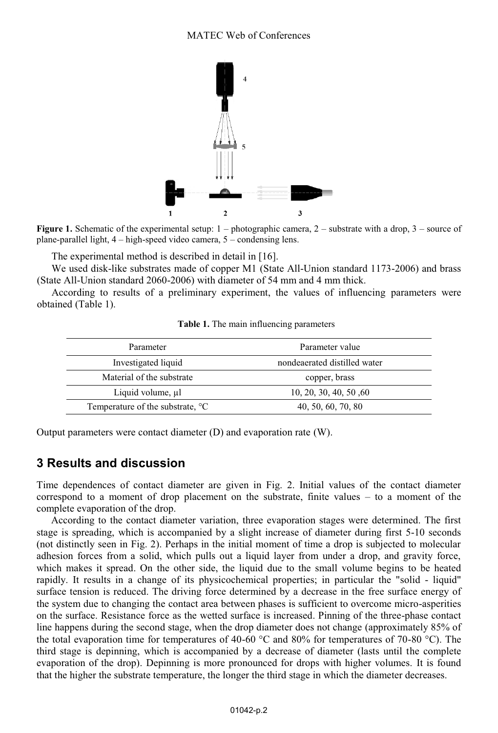Figure 1. Schematic of the experimental setup: 1 – photographic camera, 2 – substrate with a drop, 3 – source of plane-parallel light, 4 – high-speed video camera, 5 – condensing lens.

The experimental method is described in detail in [16].

We used disk-like substrates made of copper M1 (State All-Union standard 1173-2006) and brass (State All-Union standard 2060-2006) with diameter of 54 mm and 4 mm thick.

According to results of a preliminary experiment, the values of influencing parameters were obtained (Table 1).

**Table 1.** The main influencing parameters

| Parameter | Parameter value |
|---|---|
| Investigated liquid | nondeaerated distilled water |
| Material of the substrate | copper, brass |
| Liquid volume, μl | 10, 20, 30, 40, 50 ,60 |
| Temperature of the substrate, °C | 40, 50, 60, 70, 80 |

Output parameters were contact diameter (D) and evaporation rate (W).

## 3 Results and discussion

Time dependences of contact diameter are given in Fig. 2. Initial values of the contact diameter correspond to a moment of drop placement on the substrate, finite values – to a moment of the complete evaporation of the drop.

According to the contact diameter variation, three evaporation stages were determined. The first stage is spreading, which is accompanied by a slight increase of diameter during first 5-10 seconds (not distinctly seen in Fig. 2). Perhaps in the initial moment of time a drop is subjected to molecular adhesion forces from a solid, which pulls out a liquid layer from under a drop, and gravity force, which makes it spread. On the other side, the liquid due to the small volume begins to be heated rapidly. It results in a change of its physicochemical properties; in particular the "solid - liquid" surface tension is reduced. The driving force determined by a decrease in the free surface energy of the system due to changing the contact area between phases is sufficient to overcome micro-asperities on the surface. Resistance force as the wetted surface is increased. Pinning of the three-phase contact line happens during the second stage, when the drop diameter does not change (approximately 85% of the total evaporation time for temperatures of 40-60 °C and 80% for temperatures of 70-80 °C). The third stage is depinning, which is accompanied by a decrease of diameter (lasts until the complete evaporation of the drop). Depinning is more pronounced for drops with higher volumes. It is found that the higher the substrate temperature, the longer the third stage in which the diameter decreases.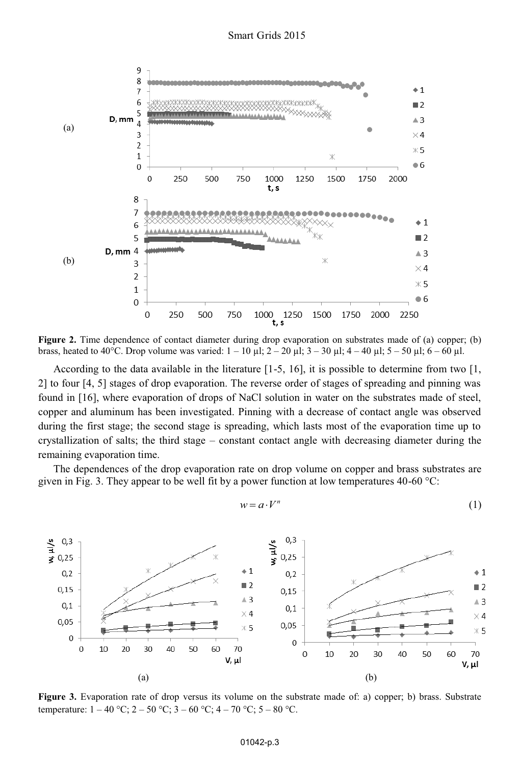**Figure 2.** Time dependence of contact diameter during drop evaporation on substrates made of (a) copper; (b) brass, heated to 40°C. Drop volume was varied: 1 – 10 μl; 2 – 20 μl; 3 – 30 μl; 4 – 40 μl; 5 – 50 μl; 6 – 60 μl.

According to the data available in the literature [1-5, 16], it is possible to determine from two [1, 2] to four [4, 5] stages of drop evaporation. The reverse order of stages of spreading and pinning was found in [16], where evaporation of drops of NaCl solution in water on the substrates made of steel, copper and aluminum has been investigated. Pinning with a decrease of contact angle was observed during the first stage; the second stage is spreading, which lasts most of the evaporation time up to crystallization of salts; the third stage – constant contact angle with decreasing diameter during the remaining evaporation time.

The dependences of the drop evaporation rate on drop volume on copper and brass substrates are given in Fig. 3. They appear to be well fit by a power function at low temperatures 40-60 °C:

$$w = a \cdot V^{n} \tag{1}$$

**Figure 3.** Evaporation rate of drop versus its volume on the substrate made of: a) copper; b) brass. Substrate temperature: 1 – 40 °C; 2 – 50 °C; 3 – 60 °C; 4 – 70 °C; 5 – 80 °C.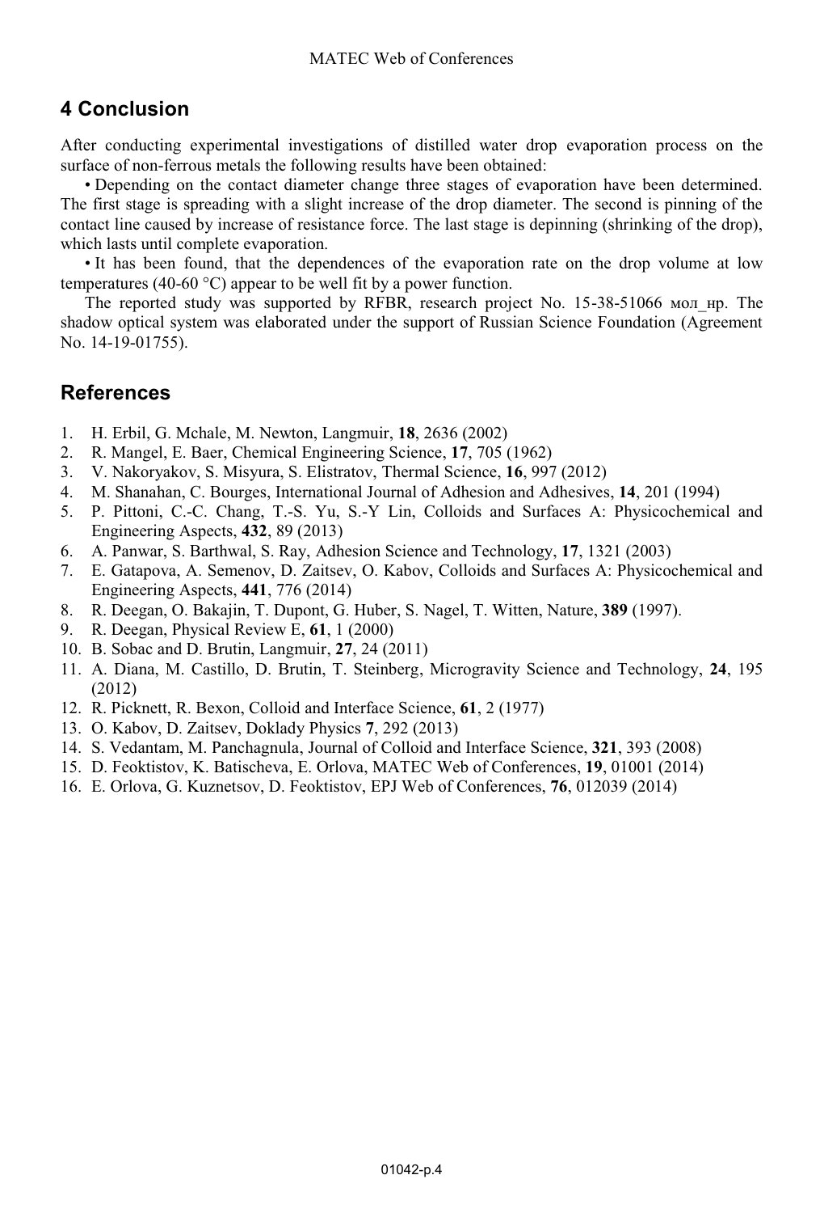## 4 Conclusion

After conducting experimental investigations of distilled water drop evaporation process on the surface of non-ferrous metals the following results have been obtained:

- Depending on the contact diameter change three stages of evaporation have been determined. The first stage is spreading with a slight increase of the drop diameter. The second is pinning of the contact line caused by increase of resistance force. The last stage is depinning (shrinking of the drop), which lasts until complete evaporation.
- It has been found, that the dependences of the evaporation rate on the drop volume at low temperatures (40-60 °C) appear to be well fit by a power function.

The reported study was supported by RFBR, research project No. 15-38-51066 мол_нр. The shadow optical system was elaborated under the support of Russian Science Foundation (Agreement No. 14-19-01755).

## References

1. H. Erbil, G. Mchale, M. Newton, Langmuir, **18**, 2636 (2002)
2. R. Mangel, E. Baer, Chemical Engineering Science, **17**, 705 (1962)
3. V. Nakoryakov, S. Misyura, S. Elistratov, Thermal Science, **16**, 997 (2012)
4. M. Shanahan, C. Bourges, International Journal of Adhesion and Adhesives, **14**, 201 (1994)
5. P. Pittoni, C.-C. Chang, T.-S. Yu, S.-Y Lin, Colloids and Surfaces A: Physicochemical and Engineering Aspects, **432**, 89 (2013)
6. A. Panwar, S. Barthwal, S. Ray, Adhesion Science and Technology, **17**, 1321 (2003)
7. E. Gatapova, A. Semenov, D. Zaitsev, O. Kabov, Colloids and Surfaces A: Physicochemical and Engineering Aspects, **441**, 776 (2014)
8. R. Deegan, O. Bakajin, T. Dupont, G. Huber, S. Nagel, T. Witten, Nature, **389** (1997).
9. R. Deegan, Physical Review E, **61**, 1 (2000)
10. B. Sobac and D. Brutin, Langmuir, **27**, 24 (2011)
11. A. Diana, M. Castillo, D. Brutin, T. Steinberg, Microgravity Science and Technology, **24**, 195 (2012)
12. R. Picknett, R. Bexon, Colloid and Interface Science, **61**, 2 (1977)
13. O. Kabov, D. Zaitsev, Doklady Physics **7**, 292 (2013)
14. S. Vedantam, M. Panchagnula, Journal of Colloid and Interface Science, **321**, 393 (2008)
15. D. Feoktistov, K. Batischeva, E. Orlova, MATEC Web of Conferences, **19**, 01001 (2014)
16. E. Orlova, G. Kuznetsov, D. Feoktistov, EPJ Web of Conferences, **76**, 012039 (2014)